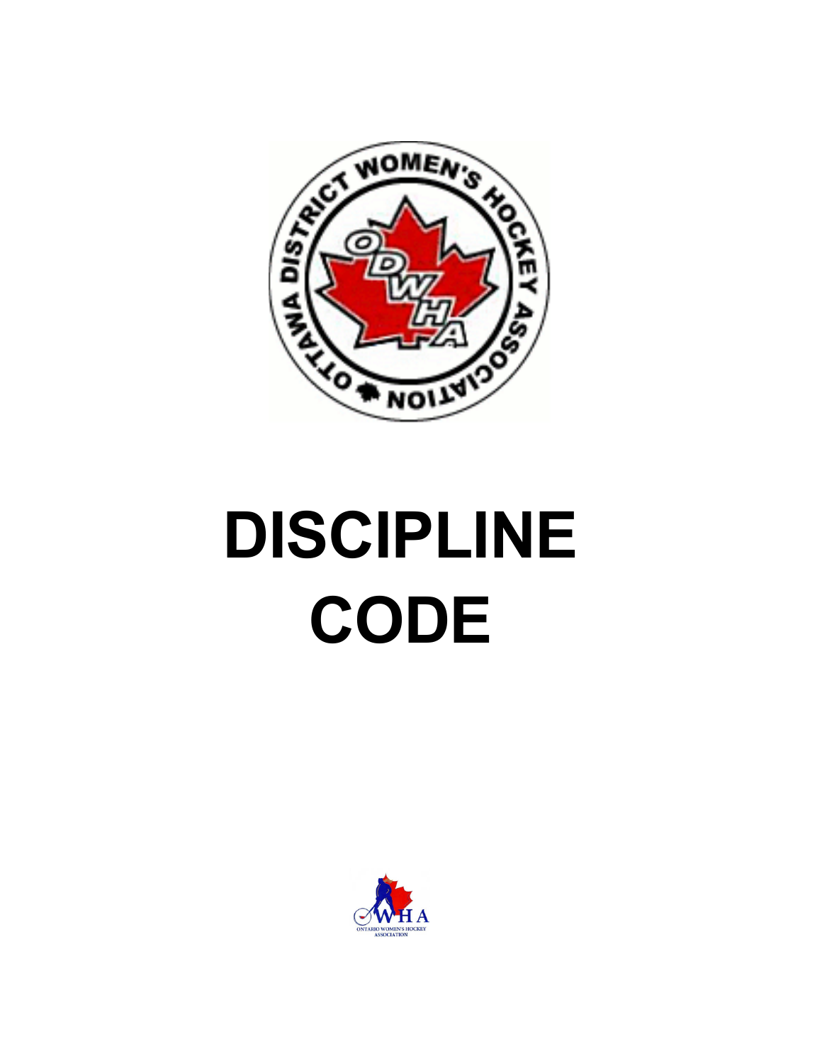# DISCIPLINE CODE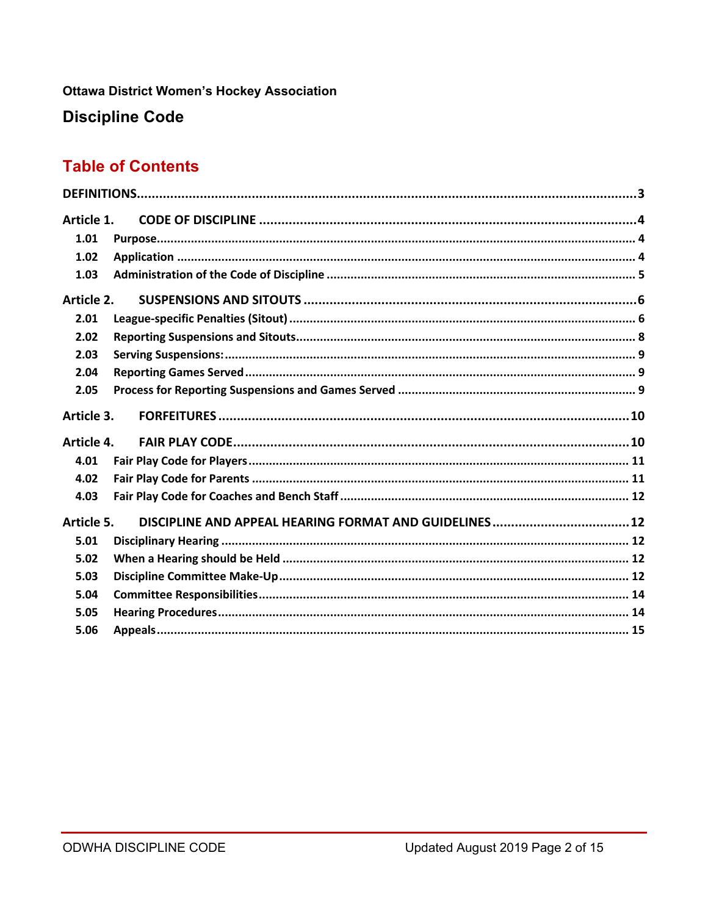**Ottawa District Women's Hockey Association**

# Discipline Code

## Table of Contents

DEFINITIONS.....3

Article 1. CODE OF DISCIPLINE.....4
- 1.01 Purpose.....4
- 1.02 Application.....4
- 1.03 Administration of the Code of Discipline.....5

Article 2. SUSPENSIONS AND SITOUTS.....6
- 2.01 League-specific Penalties (Sitout).....6
- 2.02 Reporting Suspensions and Sitouts.....8
- 2.03 Serving Suspensions:.....9
- 2.04 Reporting Games Served.....9
- 2.05 Process for Reporting Suspensions and Games Served.....9

Article 3. FORFEITURES.....10

Article 4. FAIR PLAY CODE.....10
- 4.01 Fair Play Code for Players.....11
- 4.02 Fair Play Code for Parents.....11
- 4.03 Fair Play Code for Coaches and Bench Staff.....12

Article 5. DISCIPLINE AND APPEAL HEARING FORMAT AND GUIDELINES.....12
- 5.01 Disciplinary Hearing.....12
- 5.02 When a Hearing should be Held.....12
- 5.03 Discipline Committee Make-Up.....12
- 5.04 Committee Responsibilities.....14
- 5.05 Hearing Procedures.....14
- 5.06 Appeals.....15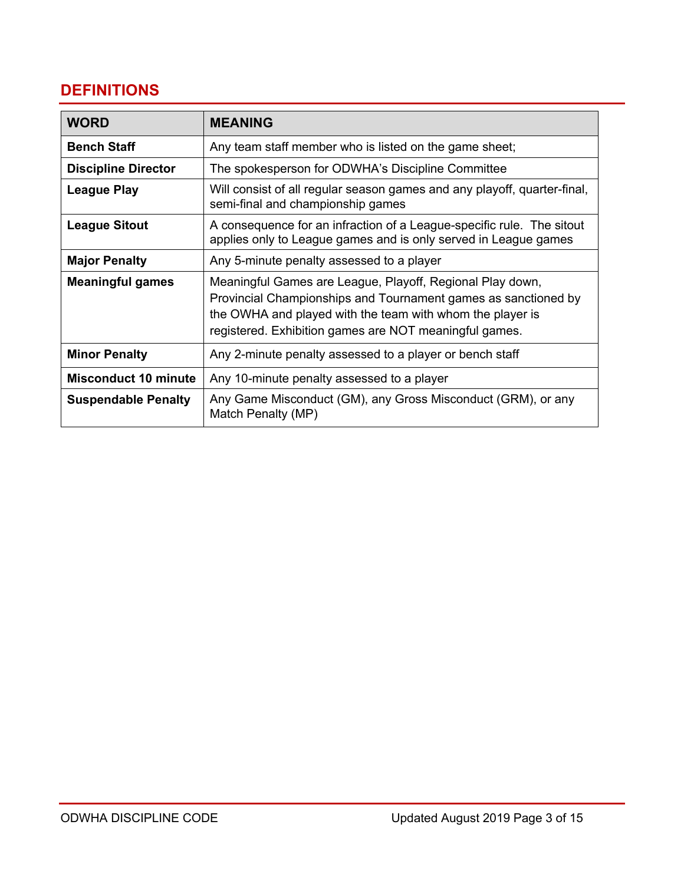## DEFINITIONS

| WORD | MEANING |
|---|---|
| **Bench Staff** | Any team staff member who is listed on the game sheet; |
| **Discipline Director** | The spokesperson for ODWHA's Discipline Committee |
| **League Play** | Will consist of all regular season games and any playoff, quarter-final, semi-final and championship games |
| **League Sitout** | A consequence for an infraction of a League-specific rule. The sitout applies only to League games and is only served in League games |
| **Major Penalty** | Any 5-minute penalty assessed to a player |
| **Meaningful games** | Meaningful Games are League, Playoff, Regional Play down, Provincial Championships and Tournament games as sanctioned by the OWHA and played with the team with whom the player is registered. Exhibition games are NOT meaningful games. |
| **Minor Penalty** | Any 2-minute penalty assessed to a player or bench staff |
| **Misconduct 10 minute** | Any 10-minute penalty assessed to a player |
| **Suspendable Penalty** | Any Game Misconduct (GM), any Gross Misconduct (GRM), or any Match Penalty (MP) |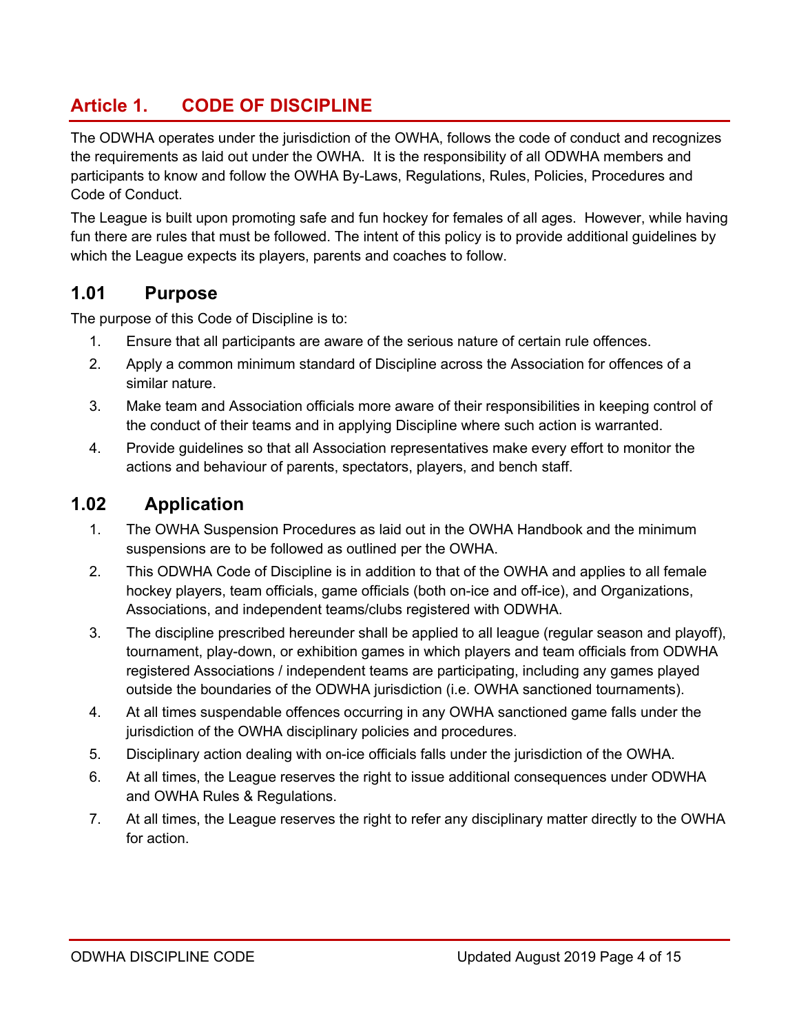# Article 1. CODE OF DISCIPLINE

The ODWHA operates under the jurisdiction of the OWHA, follows the code of conduct and recognizes the requirements as laid out under the OWHA. It is the responsibility of all ODWHA members and participants to know and follow the OWHA By-Laws, Regulations, Rules, Policies, Procedures and Code of Conduct.

The League is built upon promoting safe and fun hockey for females of all ages. However, while having fun there are rules that must be followed. The intent of this policy is to provide additional guidelines by which the League expects its players, parents and coaches to follow.

## 1.01 Purpose

The purpose of this Code of Discipline is to:

1. Ensure that all participants are aware of the serious nature of certain rule offences.
2. Apply a common minimum standard of Discipline across the Association for offences of a similar nature.
3. Make team and Association officials more aware of their responsibilities in keeping control of the conduct of their teams and in applying Discipline where such action is warranted.
4. Provide guidelines so that all Association representatives make every effort to monitor the actions and behaviour of parents, spectators, players, and bench staff.

## 1.02 Application

1. The OWHA Suspension Procedures as laid out in the OWHA Handbook and the minimum suspensions are to be followed as outlined per the OWHA.
2. This ODWHA Code of Discipline is in addition to that of the OWHA and applies to all female hockey players, team officials, game officials (both on-ice and off-ice), and Organizations, Associations, and independent teams/clubs registered with ODWHA.
3. The discipline prescribed hereunder shall be applied to all league (regular season and playoff), tournament, play-down, or exhibition games in which players and team officials from ODWHA registered Associations / independent teams are participating, including any games played outside the boundaries of the ODWHA jurisdiction (i.e. OWHA sanctioned tournaments).
4. At all times suspendable offences occurring in any OWHA sanctioned game falls under the jurisdiction of the OWHA disciplinary policies and procedures.
5. Disciplinary action dealing with on-ice officials falls under the jurisdiction of the OWHA.
6. At all times, the League reserves the right to issue additional consequences under ODWHA and OWHA Rules & Regulations.
7. At all times, the League reserves the right to refer any disciplinary matter directly to the OWHA for action.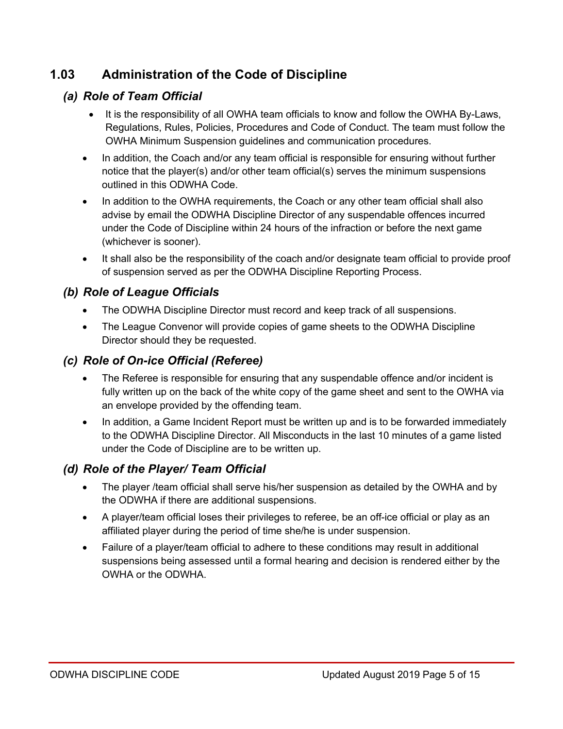## 1.03 Administration of the Code of Discipline

### *(a) Role of Team Official*

- It is the responsibility of all OWHA team officials to know and follow the OWHA By-Laws, Regulations, Rules, Policies, Procedures and Code of Conduct. The team must follow the OWHA Minimum Suspension guidelines and communication procedures.
- In addition, the Coach and/or any team official is responsible for ensuring without further notice that the player(s) and/or other team official(s) serves the minimum suspensions outlined in this ODWHA Code.
- In addition to the OWHA requirements, the Coach or any other team official shall also advise by email the ODWHA Discipline Director of any suspendable offences incurred under the Code of Discipline within 24 hours of the infraction or before the next game (whichever is sooner).
- It shall also be the responsibility of the coach and/or designate team official to provide proof of suspension served as per the ODWHA Discipline Reporting Process.

### *(b) Role of League Officials*

- The ODWHA Discipline Director must record and keep track of all suspensions.
- The League Convenor will provide copies of game sheets to the ODWHA Discipline Director should they be requested.

### *(c) Role of On-ice Official (Referee)*

- The Referee is responsible for ensuring that any suspendable offence and/or incident is fully written up on the back of the white copy of the game sheet and sent to the OWHA via an envelope provided by the offending team.
- In addition, a Game Incident Report must be written up and is to be forwarded immediately to the ODWHA Discipline Director. All Misconducts in the last 10 minutes of a game listed under the Code of Discipline are to be written up.

### *(d) Role of the Player/ Team Official*

- The player /team official shall serve his/her suspension as detailed by the OWHA and by the ODWHA if there are additional suspensions.
- A player/team official loses their privileges to referee, be an off-ice official or play as an affiliated player during the period of time she/he is under suspension.
- Failure of a player/team official to adhere to these conditions may result in additional suspensions being assessed until a formal hearing and decision is rendered either by the OWHA or the ODWHA.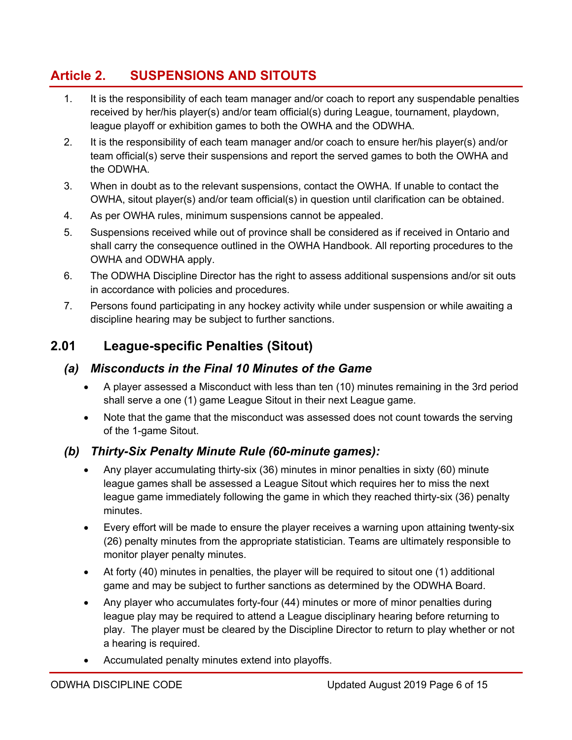## Article 2. SUSPENSIONS AND SITOUTS

1. It is the responsibility of each team manager and/or coach to report any suspendable penalties received by her/his player(s) and/or team official(s) during League, tournament, playdown, league playoff or exhibition games to both the OWHA and the ODWHA.
2. It is the responsibility of each team manager and/or coach to ensure her/his player(s) and/or team official(s) serve their suspensions and report the served games to both the OWHA and the ODWHA.
3. When in doubt as to the relevant suspensions, contact the OWHA. If unable to contact the OWHA, sitout player(s) and/or team official(s) in question until clarification can be obtained.
4. As per OWHA rules, minimum suspensions cannot be appealed.
5. Suspensions received while out of province shall be considered as if received in Ontario and shall carry the consequence outlined in the OWHA Handbook. All reporting procedures to the OWHA and ODWHA apply.
6. The ODWHA Discipline Director has the right to assess additional suspensions and/or sit outs in accordance with policies and procedures.
7. Persons found participating in any hockey activity while under suspension or while awaiting a discipline hearing may be subject to further sanctions.

### 2.01 League-specific Penalties (Sitout)

#### *(a) Misconducts in the Final 10 Minutes of the Game*

- A player assessed a Misconduct with less than ten (10) minutes remaining in the 3rd period shall serve a one (1) game League Sitout in their next League game.
- Note that the game that the misconduct was assessed does not count towards the serving of the 1-game Sitout.

#### *(b) Thirty-Six Penalty Minute Rule (60-minute games):*

- Any player accumulating thirty-six (36) minutes in minor penalties in sixty (60) minute league games shall be assessed a League Sitout which requires her to miss the next league game immediately following the game in which they reached thirty-six (36) penalty minutes.
- Every effort will be made to ensure the player receives a warning upon attaining twenty-six (26) penalty minutes from the appropriate statistician. Teams are ultimately responsible to monitor player penalty minutes.
- At forty (40) minutes in penalties, the player will be required to sitout one (1) additional game and may be subject to further sanctions as determined by the ODWHA Board.
- Any player who accumulates forty-four (44) minutes or more of minor penalties during league play may be required to attend a League disciplinary hearing before returning to play. The player must be cleared by the Discipline Director to return to play whether or not a hearing is required.
- Accumulated penalty minutes extend into playoffs.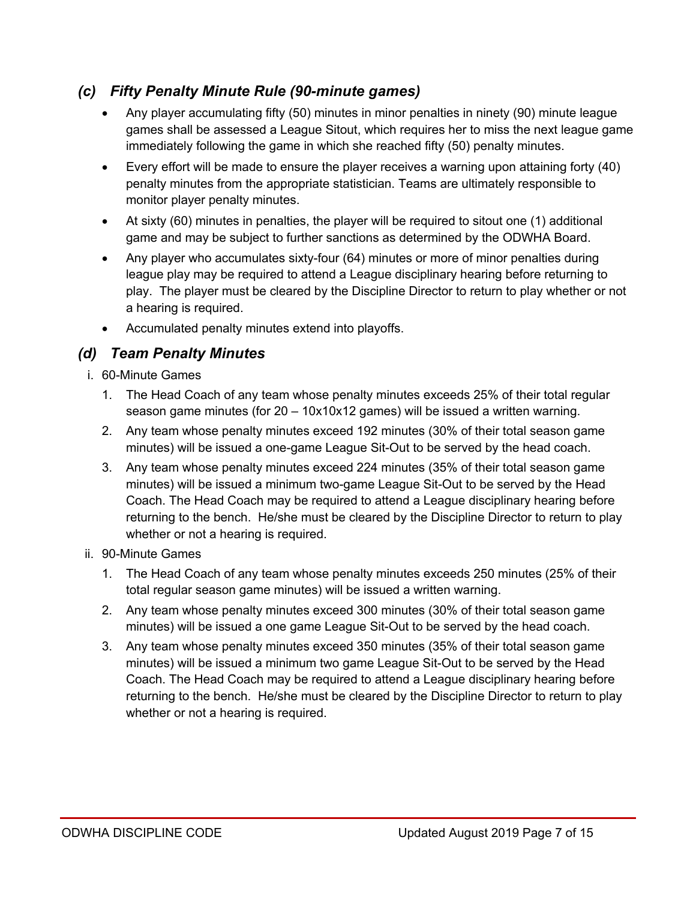### *(c) Fifty Penalty Minute Rule (90-minute games)*

- Any player accumulating fifty (50) minutes in minor penalties in ninety (90) minute league games shall be assessed a League Sitout, which requires her to miss the next league game immediately following the game in which she reached fifty (50) penalty minutes.
- Every effort will be made to ensure the player receives a warning upon attaining forty (40) penalty minutes from the appropriate statistician. Teams are ultimately responsible to monitor player penalty minutes.
- At sixty (60) minutes in penalties, the player will be required to sitout one (1) additional game and may be subject to further sanctions as determined by the ODWHA Board.
- Any player who accumulates sixty-four (64) minutes or more of minor penalties during league play may be required to attend a League disciplinary hearing before returning to play. The player must be cleared by the Discipline Director to return to play whether or not a hearing is required.
- Accumulated penalty minutes extend into playoffs.

### *(d) Team Penalty Minutes*

i. 60-Minute Games

1. The Head Coach of any team whose penalty minutes exceeds 25% of their total regular season game minutes (for 20 – 10x10x12 games) will be issued a written warning.
2. Any team whose penalty minutes exceed 192 minutes (30% of their total season game minutes) will be issued a one-game League Sit-Out to be served by the head coach.
3. Any team whose penalty minutes exceed 224 minutes (35% of their total season game minutes) will be issued a minimum two-game League Sit-Out to be served by the Head Coach. The Head Coach may be required to attend a League disciplinary hearing before returning to the bench. He/she must be cleared by the Discipline Director to return to play whether or not a hearing is required.

ii. 90-Minute Games

1. The Head Coach of any team whose penalty minutes exceeds 250 minutes (25% of their total regular season game minutes) will be issued a written warning.
2. Any team whose penalty minutes exceed 300 minutes (30% of their total season game minutes) will be issued a one game League Sit-Out to be served by the head coach.
3. Any team whose penalty minutes exceed 350 minutes (35% of their total season game minutes) will be issued a minimum two game League Sit-Out to be served by the Head Coach. The Head Coach may be required to attend a League disciplinary hearing before returning to the bench. He/she must be cleared by the Discipline Director to return to play whether or not a hearing is required.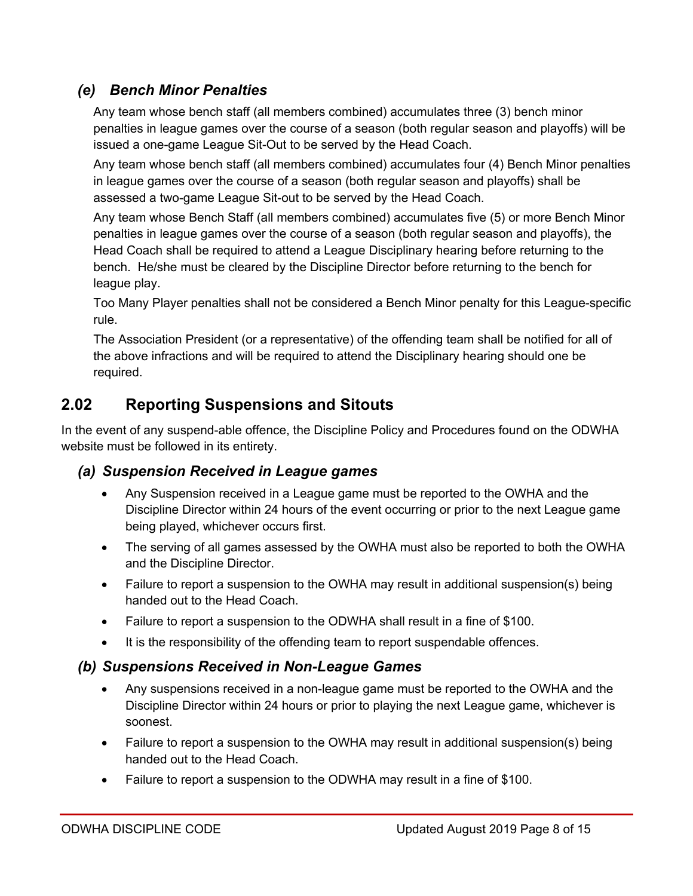### *(e) Bench Minor Penalties*

Any team whose bench staff (all members combined) accumulates three (3) bench minor penalties in league games over the course of a season (both regular season and playoffs) will be issued a one-game League Sit-Out to be served by the Head Coach.

Any team whose bench staff (all members combined) accumulates four (4) Bench Minor penalties in league games over the course of a season (both regular season and playoffs) shall be assessed a two-game League Sit-out to be served by the Head Coach.

Any team whose Bench Staff (all members combined) accumulates five (5) or more Bench Minor penalties in league games over the course of a season (both regular season and playoffs), the Head Coach shall be required to attend a League Disciplinary hearing before returning to the bench. He/she must be cleared by the Discipline Director before returning to the bench for league play.

Too Many Player penalties shall not be considered a Bench Minor penalty for this League-specific rule.

The Association President (or a representative) of the offending team shall be notified for all of the above infractions and will be required to attend the Disciplinary hearing should one be required.

## 2.02 Reporting Suspensions and Sitouts

In the event of any suspend-able offence, the Discipline Policy and Procedures found on the ODWHA website must be followed in its entirety.

### *(a) Suspension Received in League games*

- Any Suspension received in a League game must be reported to the OWHA and the Discipline Director within 24 hours of the event occurring or prior to the next League game being played, whichever occurs first.
- The serving of all games assessed by the OWHA must also be reported to both the OWHA and the Discipline Director.
- Failure to report a suspension to the OWHA may result in additional suspension(s) being handed out to the Head Coach.
- Failure to report a suspension to the ODWHA shall result in a fine of $100.
- It is the responsibility of the offending team to report suspendable offences.

### *(b) Suspensions Received in Non-League Games*

- Any suspensions received in a non-league game must be reported to the OWHA and the Discipline Director within 24 hours or prior to playing the next League game, whichever is soonest.
- Failure to report a suspension to the OWHA may result in additional suspension(s) being handed out to the Head Coach.
- Failure to report a suspension to the ODWHA may result in a fine of $100.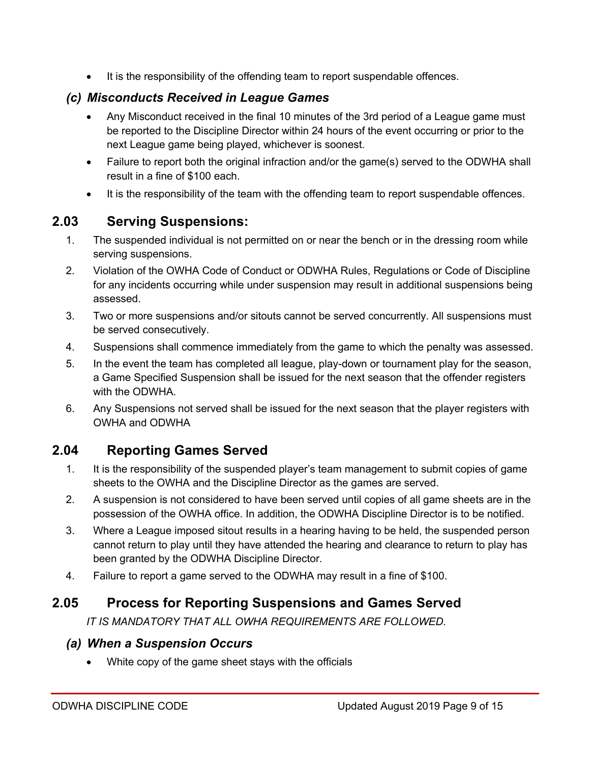- It is the responsibility of the offending team to report suspendable offences.

### *(c) Misconducts Received in League Games*

- Any Misconduct received in the final 10 minutes of the 3rd period of a League game must be reported to the Discipline Director within 24 hours of the event occurring or prior to the next League game being played, whichever is soonest.
- Failure to report both the original infraction and/or the game(s) served to the ODWHA shall result in a fine of $100 each.
- It is the responsibility of the team with the offending team to report suspendable offences.

## 2.03 Serving Suspensions:

1. The suspended individual is not permitted on or near the bench or in the dressing room while serving suspensions.
2. Violation of the OWHA Code of Conduct or ODWHA Rules, Regulations or Code of Discipline for any incidents occurring while under suspension may result in additional suspensions being assessed.
3. Two or more suspensions and/or sitouts cannot be served concurrently. All suspensions must be served consecutively.
4. Suspensions shall commence immediately from the game to which the penalty was assessed.
5. In the event the team has completed all league, play-down or tournament play for the season, a Game Specified Suspension shall be issued for the next season that the offender registers with the ODWHA.
6. Any Suspensions not served shall be issued for the next season that the player registers with OWHA and ODWHA

## 2.04 Reporting Games Served

1. It is the responsibility of the suspended player's team management to submit copies of game sheets to the OWHA and the Discipline Director as the games are served.
2. A suspension is not considered to have been served until copies of all game sheets are in the possession of the OWHA office. In addition, the ODWHA Discipline Director is to be notified.
3. Where a League imposed sitout results in a hearing having to be held, the suspended person cannot return to play until they have attended the hearing and clearance to return to play has been granted by the ODWHA Discipline Director.
4. Failure to report a game served to the ODWHA may result in a fine of $100.

## 2.05 Process for Reporting Suspensions and Games Served

*IT IS MANDATORY THAT ALL OWHA REQUIREMENTS ARE FOLLOWED.*

### *(a) When a Suspension Occurs*

- White copy of the game sheet stays with the officials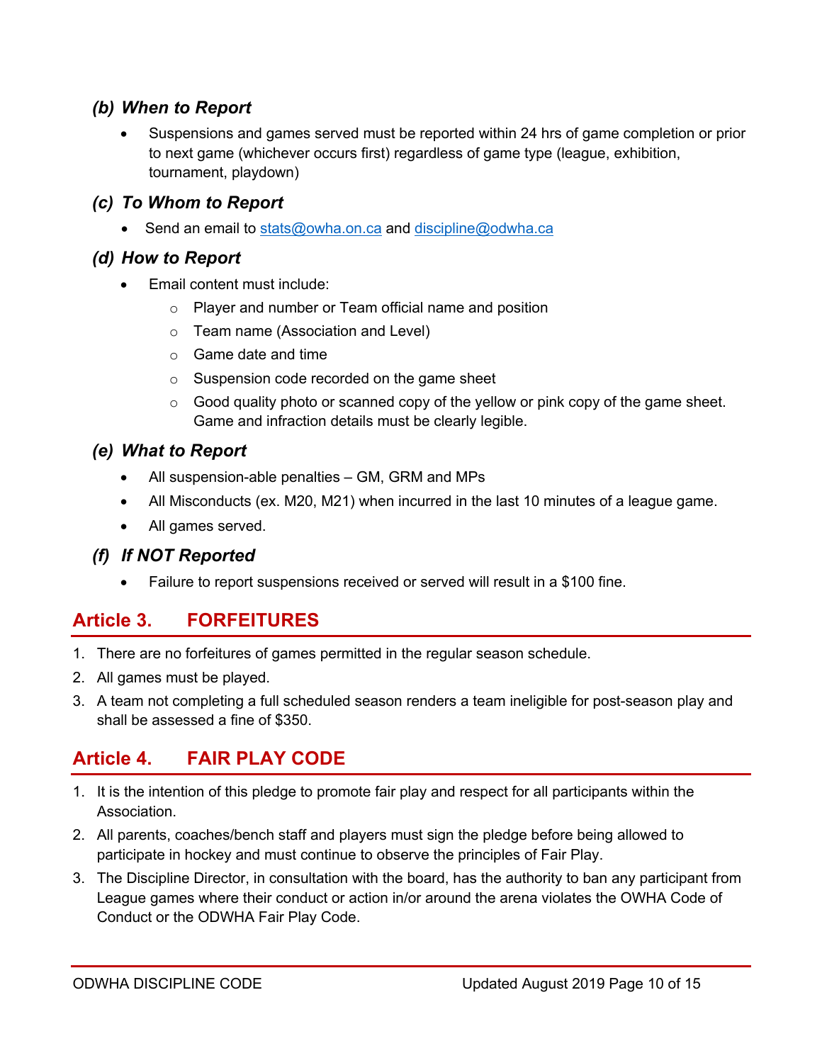### *(b) When to Report*

- Suspensions and games served must be reported within 24 hrs of game completion or prior to next game (whichever occurs first) regardless of game type (league, exhibition, tournament, playdown)

### *(c) To Whom to Report*

- Send an email to stats@owha.on.ca and discipline@odwha.ca

### *(d) How to Report*

- Email content must include:
  - Player and number or Team official name and position
  - Team name (Association and Level)
  - Game date and time
  - Suspension code recorded on the game sheet
  - Good quality photo or scanned copy of the yellow or pink copy of the game sheet. Game and infraction details must be clearly legible.

### *(e) What to Report*

- All suspension-able penalties – GM, GRM and MPs
- All Misconducts (ex. M20, M21) when incurred in the last 10 minutes of a league game.
- All games served.

### *(f) If NOT Reported*

- Failure to report suspensions received or served will result in a $100 fine.

## Article 3. FORFEITURES

1. There are no forfeitures of games permitted in the regular season schedule.
2. All games must be played.
3. A team not completing a full scheduled season renders a team ineligible for post-season play and shall be assessed a fine of $350.

## Article 4. FAIR PLAY CODE

1. It is the intention of this pledge to promote fair play and respect for all participants within the Association.
2. All parents, coaches/bench staff and players must sign the pledge before being allowed to participate in hockey and must continue to observe the principles of Fair Play.
3. The Discipline Director, in consultation with the board, has the authority to ban any participant from League games where their conduct or action in/or around the arena violates the OWHA Code of Conduct or the ODWHA Fair Play Code.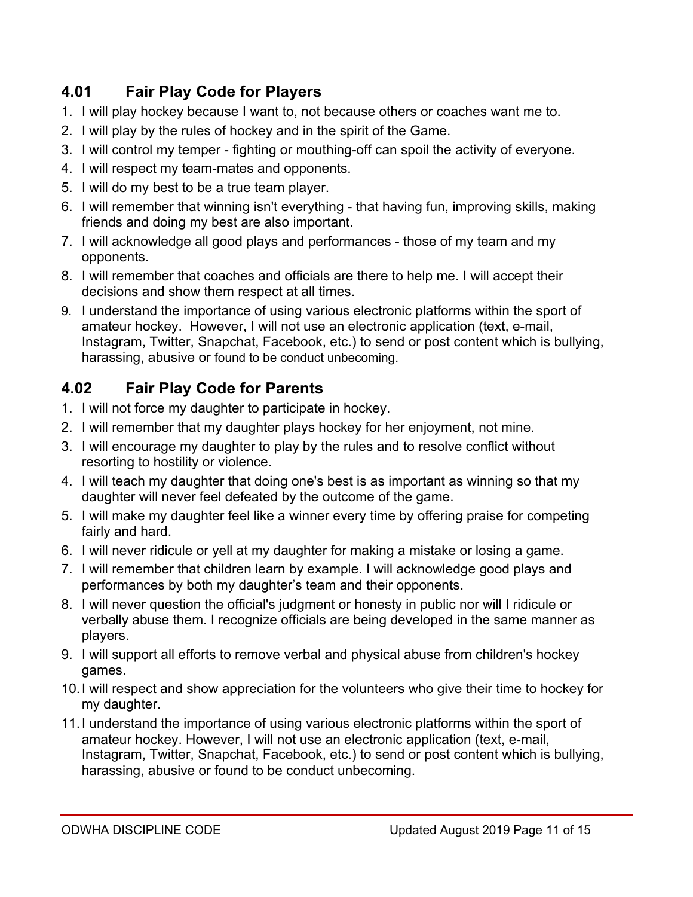## 4.01 Fair Play Code for Players

1. I will play hockey because I want to, not because others or coaches want me to.
2. I will play by the rules of hockey and in the spirit of the Game.
3. I will control my temper - fighting or mouthing-off can spoil the activity of everyone.
4. I will respect my team-mates and opponents.
5. I will do my best to be a true team player.
6. I will remember that winning isn't everything - that having fun, improving skills, making friends and doing my best are also important.
7. I will acknowledge all good plays and performances - those of my team and my opponents.
8. I will remember that coaches and officials are there to help me. I will accept their decisions and show them respect at all times.
9. I understand the importance of using various electronic platforms within the sport of amateur hockey. However, I will not use an electronic application (text, e-mail, Instagram, Twitter, Snapchat, Facebook, etc.) to send or post content which is bullying, harassing, abusive or found to be conduct unbecoming.

## 4.02 Fair Play Code for Parents

1. I will not force my daughter to participate in hockey.
2. I will remember that my daughter plays hockey for her enjoyment, not mine.
3. I will encourage my daughter to play by the rules and to resolve conflict without resorting to hostility or violence.
4. I will teach my daughter that doing one's best is as important as winning so that my daughter will never feel defeated by the outcome of the game.
5. I will make my daughter feel like a winner every time by offering praise for competing fairly and hard.
6. I will never ridicule or yell at my daughter for making a mistake or losing a game.
7. I will remember that children learn by example. I will acknowledge good plays and performances by both my daughter's team and their opponents.
8. I will never question the official's judgment or honesty in public nor will I ridicule or verbally abuse them. I recognize officials are being developed in the same manner as players.
9. I will support all efforts to remove verbal and physical abuse from children's hockey games.
10. I will respect and show appreciation for the volunteers who give their time to hockey for my daughter.
11. I understand the importance of using various electronic platforms within the sport of amateur hockey. However, I will not use an electronic application (text, e-mail, Instagram, Twitter, Snapchat, Facebook, etc.) to send or post content which is bullying, harassing, abusive or found to be conduct unbecoming.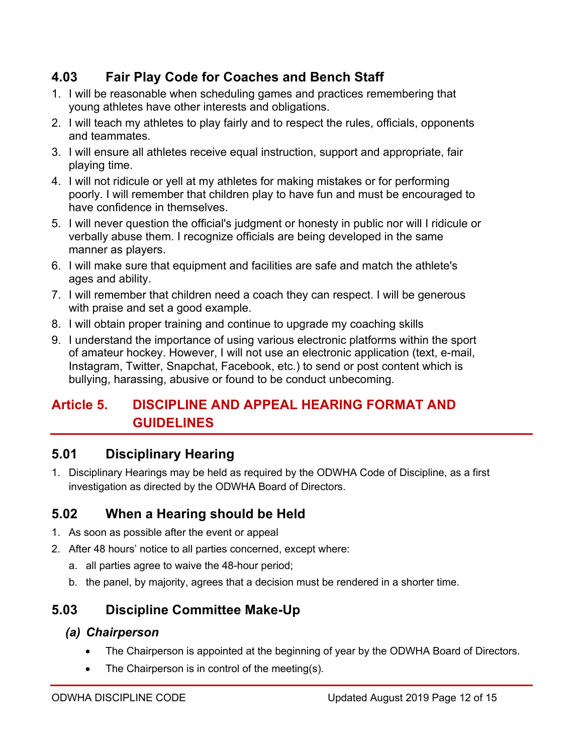### 4.03 Fair Play Code for Coaches and Bench Staff

1. I will be reasonable when scheduling games and practices remembering that young athletes have other interests and obligations.
2. I will teach my athletes to play fairly and to respect the rules, officials, opponents and teammates.
3. I will ensure all athletes receive equal instruction, support and appropriate, fair playing time.
4. I will not ridicule or yell at my athletes for making mistakes or for performing poorly. I will remember that children play to have fun and must be encouraged to have confidence in themselves.
5. I will never question the official's judgment or honesty in public nor will I ridicule or verbally abuse them. I recognize officials are being developed in the same manner as players.
6. I will make sure that equipment and facilities are safe and match the athlete's ages and ability.
7. I will remember that children need a coach they can respect. I will be generous with praise and set a good example.
8. I will obtain proper training and continue to upgrade my coaching skills
9. I understand the importance of using various electronic platforms within the sport of amateur hockey. However, I will not use an electronic application (text, e-mail, Instagram, Twitter, Snapchat, Facebook, etc.) to send or post content which is bullying, harassing, abusive or found to be conduct unbecoming.

## Article 5. DISCIPLINE AND APPEAL HEARING FORMAT AND GUIDELINES

### 5.01 Disciplinary Hearing

1. Disciplinary Hearings may be held as required by the ODWHA Code of Discipline, as a first investigation as directed by the ODWHA Board of Directors.

### 5.02 When a Hearing should be Held

1. As soon as possible after the event or appeal
2. After 48 hours' notice to all parties concerned, except where:
   a. all parties agree to waive the 48-hour period;
   b. the panel, by majority, agrees that a decision must be rendered in a shorter time.

### 5.03 Discipline Committee Make-Up

#### *(a) Chairperson*

- The Chairperson is appointed at the beginning of year by the ODWHA Board of Directors.
- The Chairperson is in control of the meeting(s).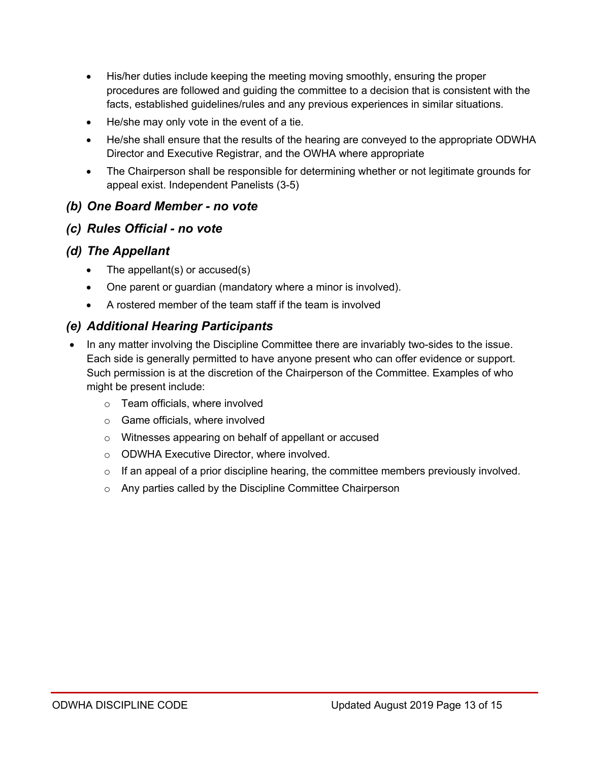- His/her duties include keeping the meeting moving smoothly, ensuring the proper procedures are followed and guiding the committee to a decision that is consistent with the facts, established guidelines/rules and any previous experiences in similar situations.
- He/she may only vote in the event of a tie.
- He/she shall ensure that the results of the hearing are conveyed to the appropriate ODWHA Director and Executive Registrar, and the OWHA where appropriate
- The Chairperson shall be responsible for determining whether or not legitimate grounds for appeal exist. Independent Panelists (3-5)

### *(b) One Board Member - no vote*

### *(c) Rules Official - no vote*

### *(d) The Appellant*

- The appellant(s) or accused(s)
- One parent or guardian (mandatory where a minor is involved).
- A rostered member of the team staff if the team is involved

### *(e) Additional Hearing Participants*

- In any matter involving the Discipline Committee there are invariably two-sides to the issue. Each side is generally permitted to have anyone present who can offer evidence or support. Such permission is at the discretion of the Chairperson of the Committee. Examples of who might be present include:
  - Team officials, where involved
  - Game officials, where involved
  - Witnesses appearing on behalf of appellant or accused
  - ODWHA Executive Director, where involved.
  - If an appeal of a prior discipline hearing, the committee members previously involved.
  - Any parties called by the Discipline Committee Chairperson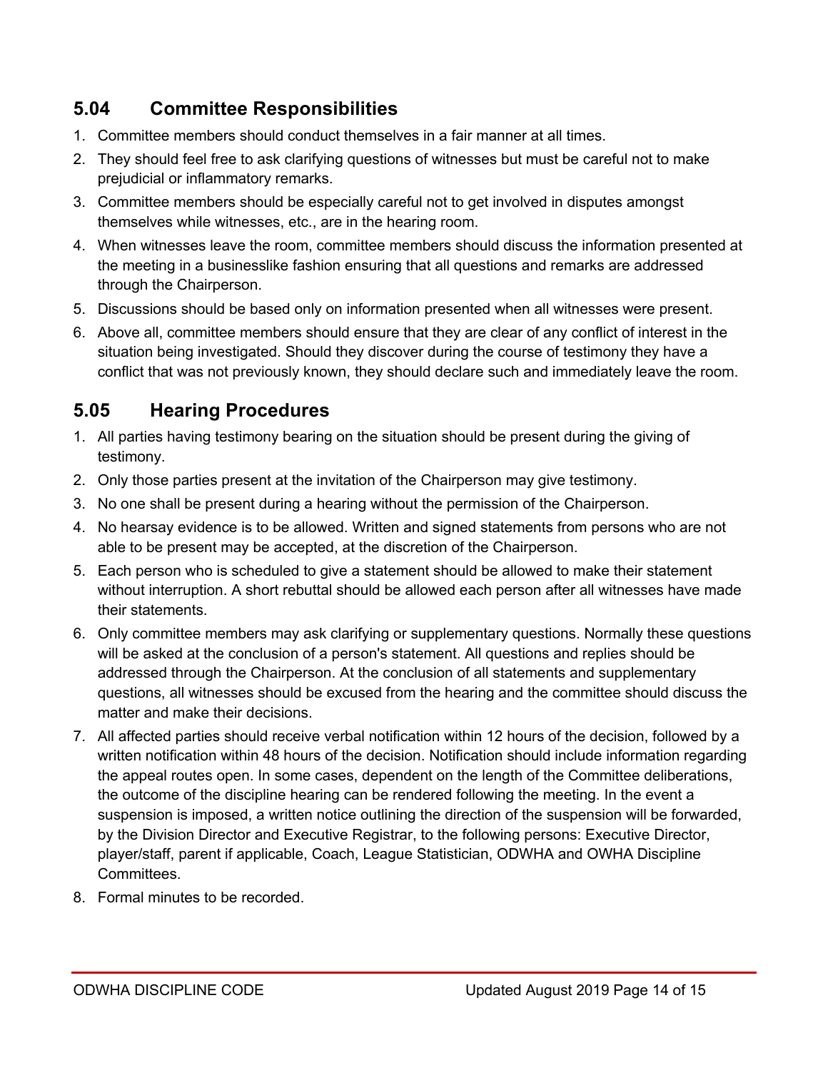## 5.04 Committee Responsibilities

1. Committee members should conduct themselves in a fair manner at all times.
2. They should feel free to ask clarifying questions of witnesses but must be careful not to make prejudicial or inflammatory remarks.
3. Committee members should be especially careful not to get involved in disputes amongst themselves while witnesses, etc., are in the hearing room.
4. When witnesses leave the room, committee members should discuss the information presented at the meeting in a businesslike fashion ensuring that all questions and remarks are addressed through the Chairperson.
5. Discussions should be based only on information presented when all witnesses were present.
6. Above all, committee members should ensure that they are clear of any conflict of interest in the situation being investigated. Should they discover during the course of testimony they have a conflict that was not previously known, they should declare such and immediately leave the room.

## 5.05 Hearing Procedures

1. All parties having testimony bearing on the situation should be present during the giving of testimony.
2. Only those parties present at the invitation of the Chairperson may give testimony.
3. No one shall be present during a hearing without the permission of the Chairperson.
4. No hearsay evidence is to be allowed. Written and signed statements from persons who are not able to be present may be accepted, at the discretion of the Chairperson.
5. Each person who is scheduled to give a statement should be allowed to make their statement without interruption. A short rebuttal should be allowed each person after all witnesses have made their statements.
6. Only committee members may ask clarifying or supplementary questions. Normally these questions will be asked at the conclusion of a person's statement. All questions and replies should be addressed through the Chairperson. At the conclusion of all statements and supplementary questions, all witnesses should be excused from the hearing and the committee should discuss the matter and make their decisions.
7. All affected parties should receive verbal notification within 12 hours of the decision, followed by a written notification within 48 hours of the decision. Notification should include information regarding the appeal routes open. In some cases, dependent on the length of the Committee deliberations, the outcome of the discipline hearing can be rendered following the meeting. In the event a suspension is imposed, a written notice outlining the direction of the suspension will be forwarded, by the Division Director and Executive Registrar, to the following persons: Executive Director, player/staff, parent if applicable, Coach, League Statistician, ODWHA and OWHA Discipline Committees.
8. Formal minutes to be recorded.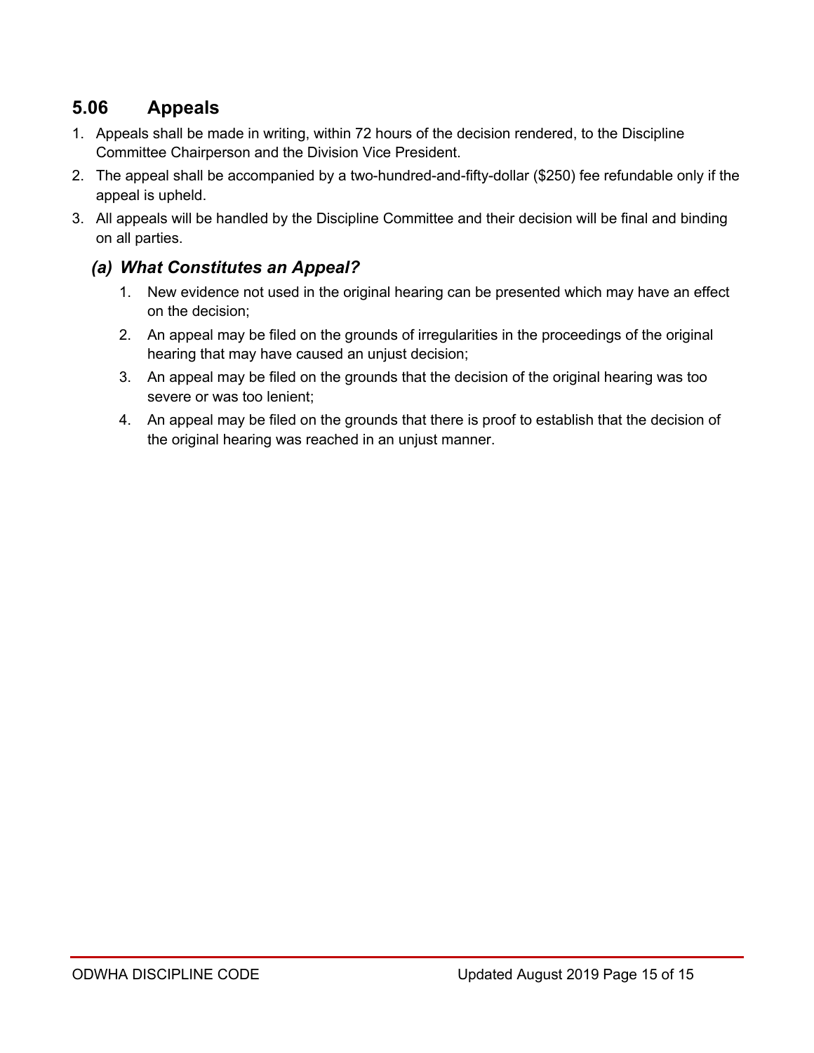## 5.06 Appeals

1. Appeals shall be made in writing, within 72 hours of the decision rendered, to the Discipline Committee Chairperson and the Division Vice President.
2. The appeal shall be accompanied by a two-hundred-and-fifty-dollar ($250) fee refundable only if the appeal is upheld.
3. All appeals will be handled by the Discipline Committee and their decision will be final and binding on all parties.

### *(a) What Constitutes an Appeal?*

1. New evidence not used in the original hearing can be presented which may have an effect on the decision;
2. An appeal may be filed on the grounds of irregularities in the proceedings of the original hearing that may have caused an unjust decision;
3. An appeal may be filed on the grounds that the decision of the original hearing was too severe or was too lenient;
4. An appeal may be filed on the grounds that there is proof to establish that the decision of the original hearing was reached in an unjust manner.